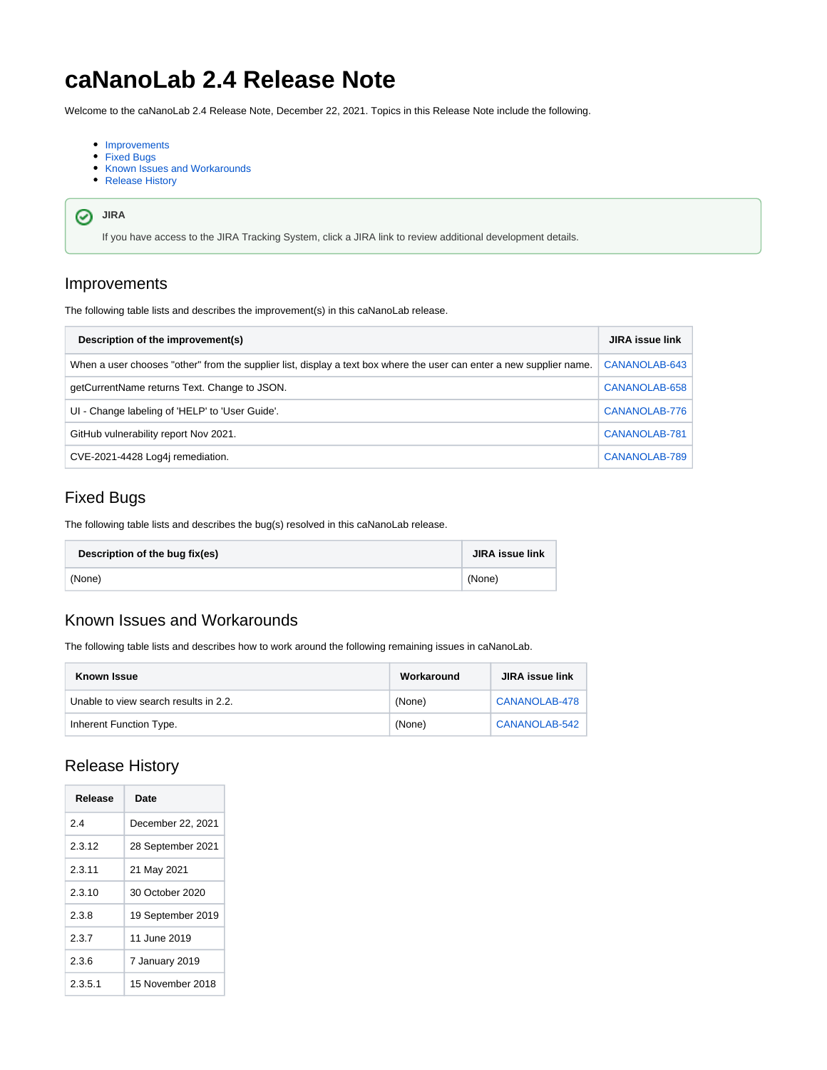# caNanoLab 2.4 Release Note

Welcome to the caNanoLab 2.4 Release Note, December 22, 2021. Topics in this Release Note include the following.

- Improvements
- Fixed Bugs
- Known Issues and Workarounds
- Release History

**JIRA**

If you have access to the JIRA Tracking System, click a JIRA link to review additional development details.

## Improvements

The following table lists and describes the improvement(s) in this caNanoLab release.

| Description of the improvement(s) | JIRA issue link |
| --- | --- |
| When a user chooses "other" from the supplier list, display a text box where the user can enter a new supplier name. | CANANOLAB-643 |
| getCurrentName returns Text. Change to JSON. | CANANOLAB-658 |
| UI - Change labeling of 'HELP' to 'User Guide'. | CANANOLAB-776 |
| GitHub vulnerability report Nov 2021. | CANANOLAB-781 |
| CVE-2021-4428 Log4j remediation. | CANANOLAB-789 |

## Fixed Bugs

The following table lists and describes the bug(s) resolved in this caNanoLab release.

| Description of the bug fix(es) | JIRA issue link |
| --- | --- |
| (None) | (None) |

## Known Issues and Workarounds

The following table lists and describes how to work around the following remaining issues in caNanoLab.

| Known Issue | Workaround | JIRA issue link |
| --- | --- | --- |
| Unable to view search results in 2.2. | (None) | CANANOLAB-478 |
| Inherent Function Type. | (None) | CANANOLAB-542 |

## Release History

| Release | Date |
| --- | --- |
| 2.4 | December 22, 2021 |
| 2.3.12 | 28 September 2021 |
| 2.3.11 | 21 May 2021 |
| 2.3.10 | 30 October 2020 |
| 2.3.8 | 19 September 2019 |
| 2.3.7 | 11 June 2019 |
| 2.3.6 | 7 January 2019 |
| 2.3.5.1 | 15 November 2018 |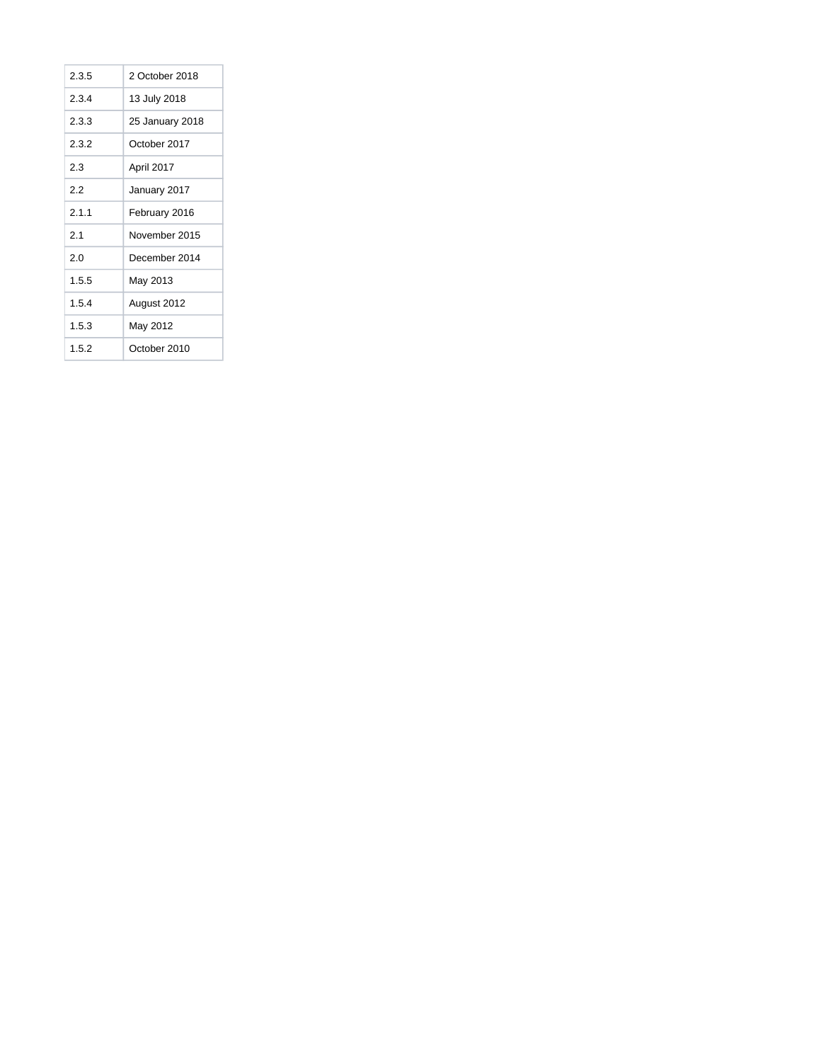| | |
|---|---|
| 2.3.5 | 2 October 2018 |
| 2.3.4 | 13 July 2018 |
| 2.3.3 | 25 January 2018 |
| 2.3.2 | October 2017 |
| 2.3 | April 2017 |
| 2.2 | January 2017 |
| 2.1.1 | February 2016 |
| 2.1 | November 2015 |
| 2.0 | December 2014 |
| 1.5.5 | May 2013 |
| 1.5.4 | August 2012 |
| 1.5.3 | May 2012 |
| 1.5.2 | October 2010 |